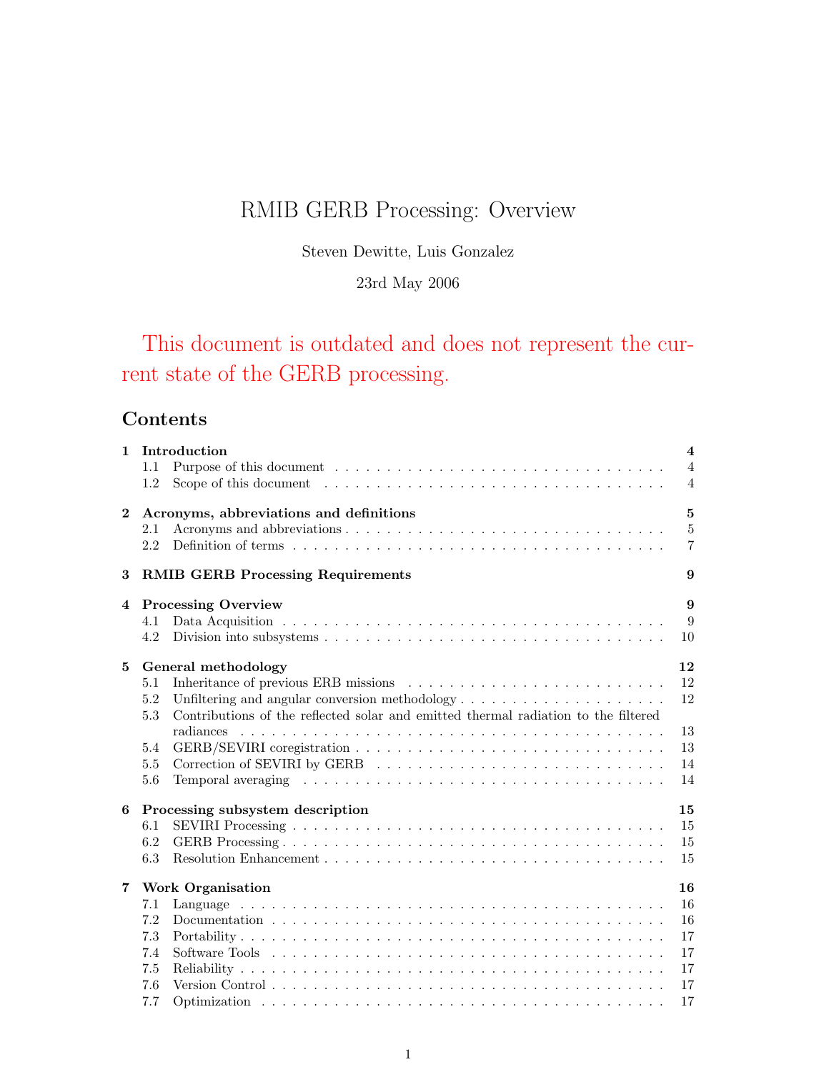# RMIB GERB Processing: Overview

Steven Dewitte, Luis Gonzalez

23rd May 2006

This document is outdated and does not represent the current state of the GERB processing.

## Contents

**1 Introduction** — 4
- 1.1 Purpose of this document — 4
- 1.2 Scope of this document — 4

**2 Acronyms, abbreviations and definitions** — 5
- 2.1 Acronyms and abbreviations — 5
- 2.2 Definition of terms — 7

**3 RMIB GERB Processing Requirements** — 9

**4 Processing Overview** — 9
- 4.1 Data Acquisition — 9
- 4.2 Division into subsystems — 10

**5 General methodology** — 12
- 5.1 Inheritance of previous ERB missions — 12
- 5.2 Unfiltering and angular conversion methodology — 12
- 5.3 Contributions of the reflected solar and emitted thermal radiation to the filtered radiances — 13
- 5.4 GERB/SEVIRI coregistration — 13
- 5.5 Correction of SEVIRI by GERB — 14
- 5.6 Temporal averaging — 14

**6 Processing subsystem description** — 15
- 6.1 SEVIRI Processing — 15
- 6.2 GERB Processing — 15
- 6.3 Resolution Enhancement — 15

**7 Work Organisation** — 16
- 7.1 Language — 16
- 7.2 Documentation — 16
- 7.3 Portability — 17
- 7.4 Software Tools — 17
- 7.5 Reliability — 17
- 7.6 Version Control — 17
- 7.7 Optimization — 17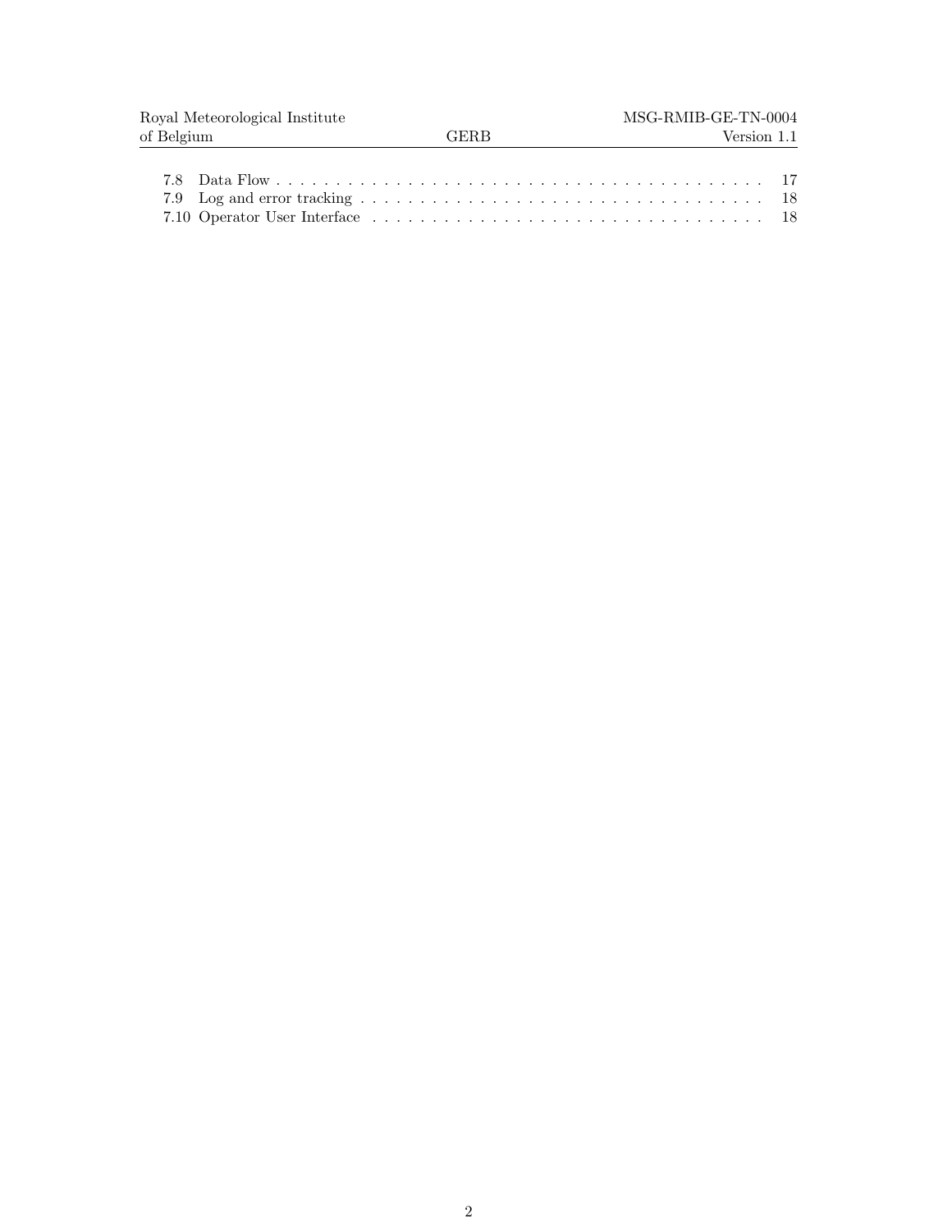7.8 Data Flow . . . . . . . . . . . . . . . . . . . . . . . . . . . . . . . . . . . . . . . . . . . 17
7.9 Log and error tracking . . . . . . . . . . . . . . . . . . . . . . . . . . . . . . . . . . . 18
7.10 Operator User Interface . . . . . . . . . . . . . . . . . . . . . . . . . . . . . . . . . . 18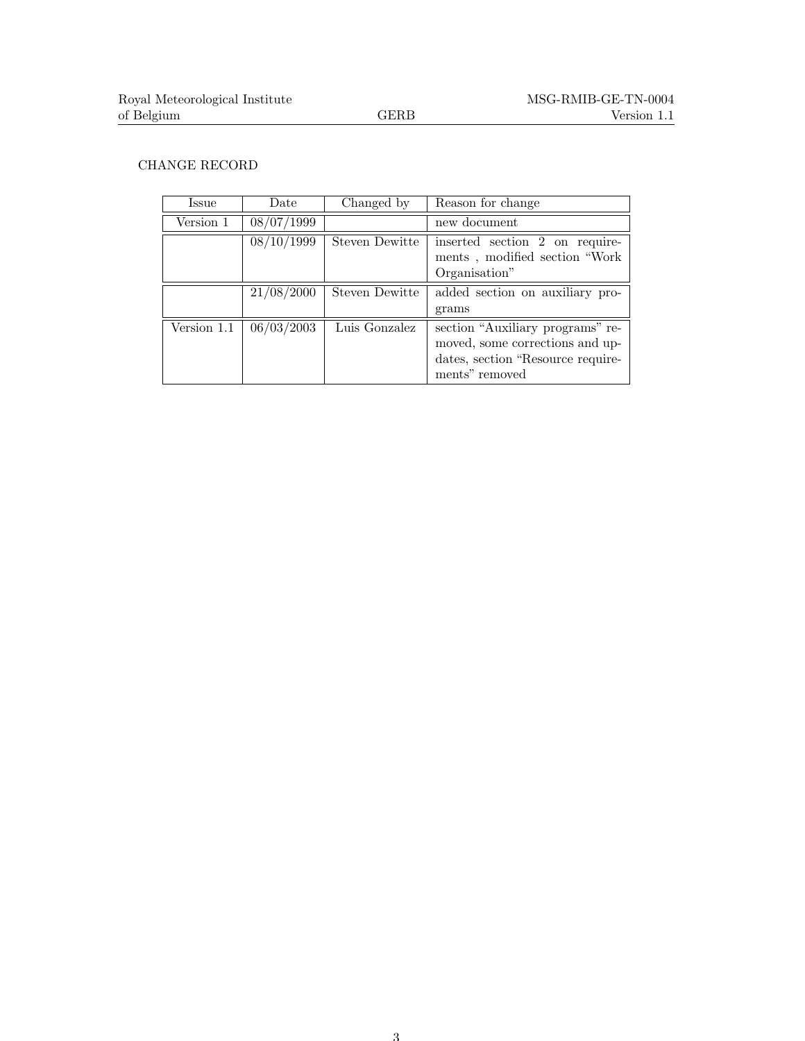CHANGE RECORD

| Issue | Date | Changed by | Reason for change |
|---|---|---|---|
| Version 1 | 08/07/1999 | | new document |
| | 08/10/1999 | Steven Dewitte | inserted section 2 on requirements , modified section "Work Organisation" |
| | 21/08/2000 | Steven Dewitte | added section on auxiliary programs |
| Version 1.1 | 06/03/2003 | Luis Gonzalez | section "Auxiliary programs" removed, some corrections and updates, section "Resource requirements" removed |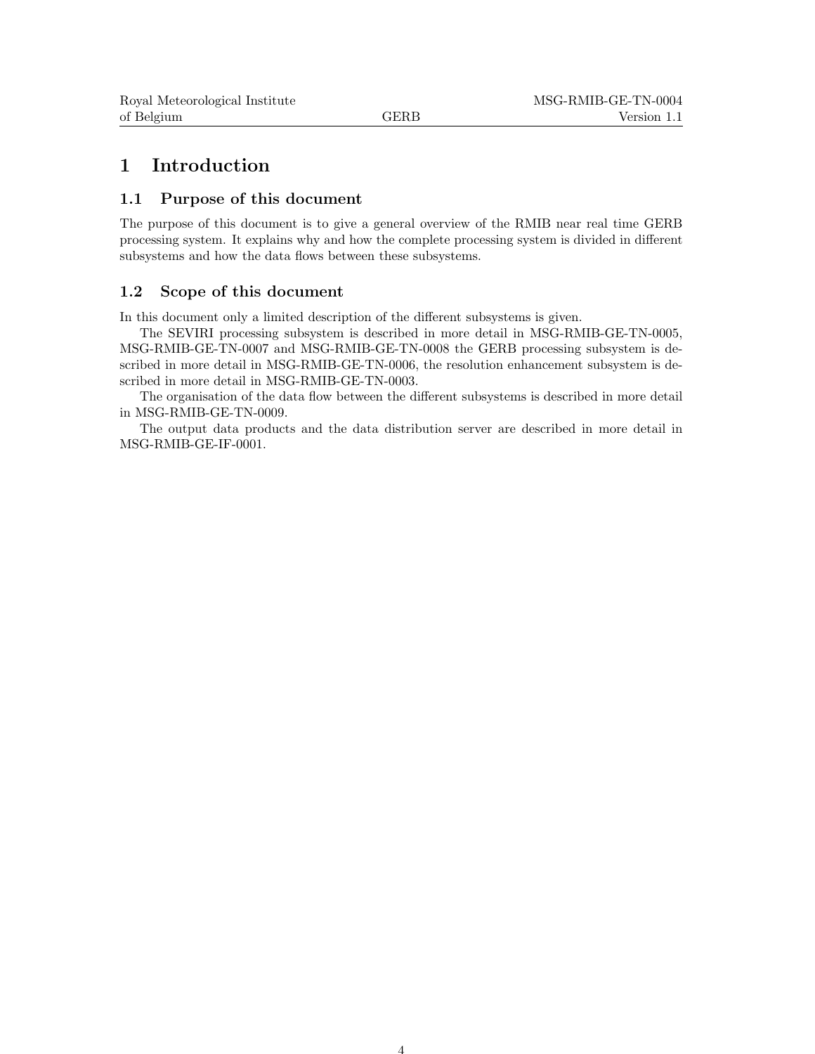# 1 Introduction

## 1.1 Purpose of this document

The purpose of this document is to give a general overview of the RMIB near real time GERB processing system. It explains why and how the complete processing system is divided in different subsystems and how the data flows between these subsystems.

## 1.2 Scope of this document

In this document only a limited description of the different subsystems is given.

The SEVIRI processing subsystem is described in more detail in MSG-RMIB-GE-TN-0005, MSG-RMIB-GE-TN-0007 and MSG-RMIB-GE-TN-0008 the GERB processing subsystem is described in more detail in MSG-RMIB-GE-TN-0006, the resolution enhancement subsystem is described in more detail in MSG-RMIB-GE-TN-0003.

The organisation of the data flow between the different subsystems is described in more detail in MSG-RMIB-GE-TN-0009.

The output data products and the data distribution server are described in more detail in MSG-RMIB-GE-IF-0001.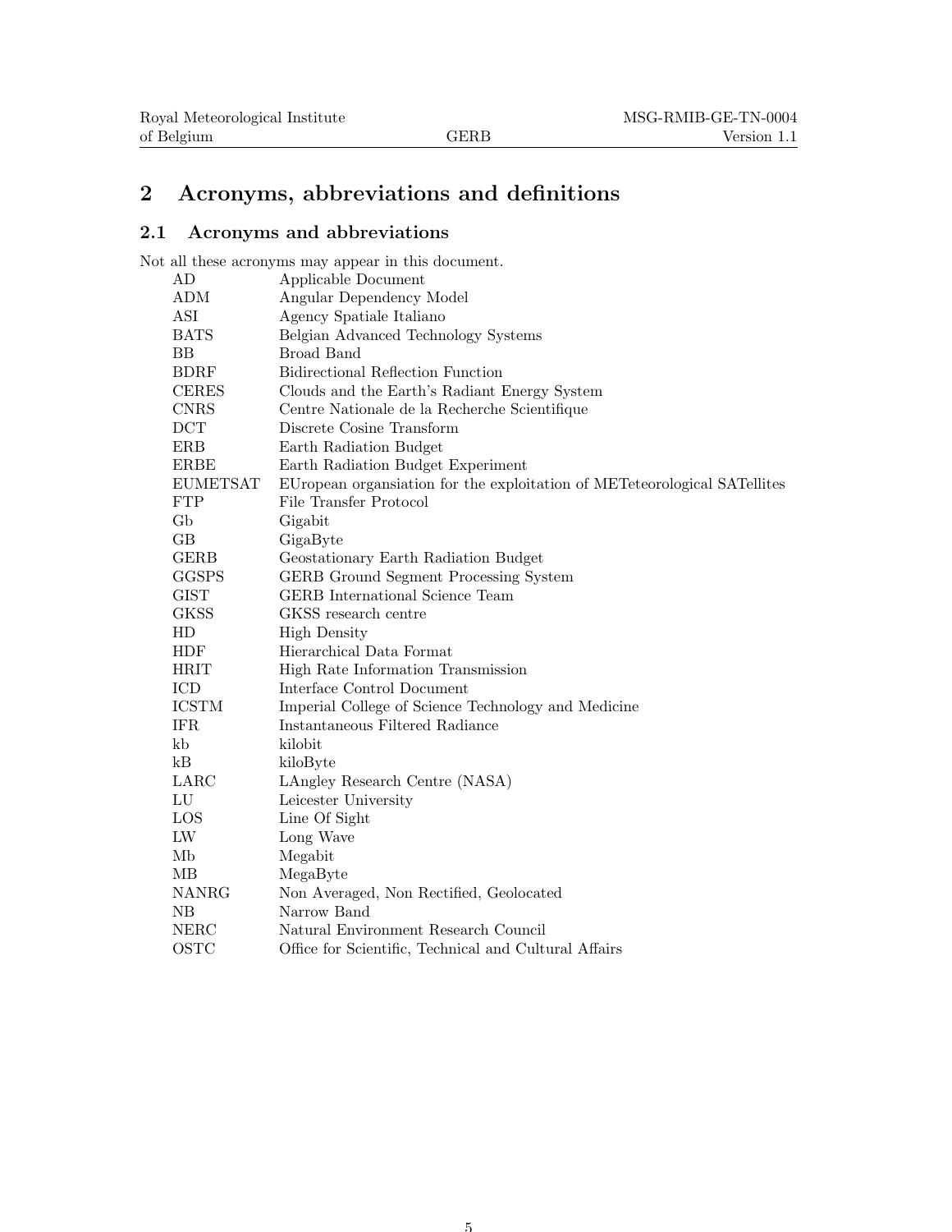# 2 Acronyms, abbreviations and definitions

## 2.1 Acronyms and abbreviations

Not all these acronyms may appear in this document.

| | |
|---|---|
| AD | Applicable Document |
| ADM | Angular Dependency Model |
| ASI | Agency Spatiale Italiano |
| BATS | Belgian Advanced Technology Systems |
| BB | Broad Band |
| BDRF | Bidirectional Reflection Function |
| CERES | Clouds and the Earth's Radiant Energy System |
| CNRS | Centre Nationale de la Recherche Scientifique |
| DCT | Discrete Cosine Transform |
| ERB | Earth Radiation Budget |
| ERBE | Earth Radiation Budget Experiment |
| EUMETSAT | EUropean organsiation for the exploitation of METeteorological SATellites |
| FTP | File Transfer Protocol |
| Gb | Gigabit |
| GB | GigaByte |
| GERB | Geostationary Earth Radiation Budget |
| GGSPS | GERB Ground Segment Processing System |
| GIST | GERB International Science Team |
| GKSS | GKSS research centre |
| HD | High Density |
| HDF | Hierarchical Data Format |
| HRIT | High Rate Information Transmission |
| ICD | Interface Control Document |
| ICSTM | Imperial College of Science Technology and Medicine |
| IFR | Instantaneous Filtered Radiance |
| kb | kilobit |
| kB | kiloByte |
| LARC | LAngley Research Centre (NASA) |
| LU | Leicester University |
| LOS | Line Of Sight |
| LW | Long Wave |
| Mb | Megabit |
| MB | MegaByte |
| NANRG | Non Averaged, Non Rectified, Geolocated |
| NB | Narrow Band |
| NERC | Natural Environment Research Council |
| OSTC | Office for Scientific, Technical and Cultural Affairs |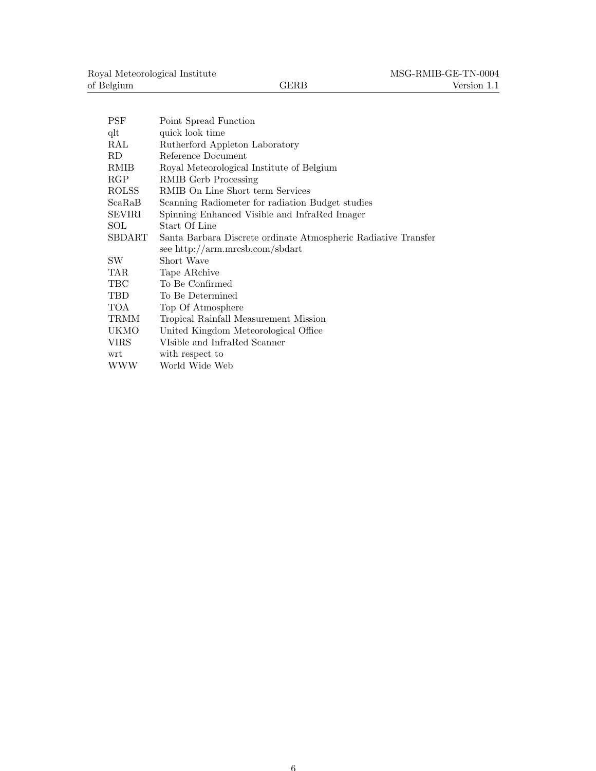| | |
|---|---|
| PSF | Point Spread Function |
| qlt | quick look time |
| RAL | Rutherford Appleton Laboratory |
| RD | Reference Document |
| RMIB | Royal Meteorological Institute of Belgium |
| RGP | RMIB Gerb Processing |
| ROLSS | RMIB On Line Short term Services |
| ScaRaB | Scanning Radiometer for radiation Budget studies |
| SEVIRI | Spinning Enhanced Visible and InfraRed Imager |
| SOL | Start Of Line |
| SBDART | Santa Barbara Discrete ordinate Atmospheric Radiative Transfer see http://arm.mrcsb.com/sbdart |
| SW | Short Wave |
| TAR | Tape ARchive |
| TBC | To Be Confirmed |
| TBD | To Be Determined |
| TOA | Top Of Atmosphere |
| TRMM | Tropical Rainfall Measurement Mission |
| UKMO | United Kingdom Meteorological Office |
| VIRS | VIsible and InfraRed Scanner |
| wrt | with respect to |
| WWW | World Wide Web |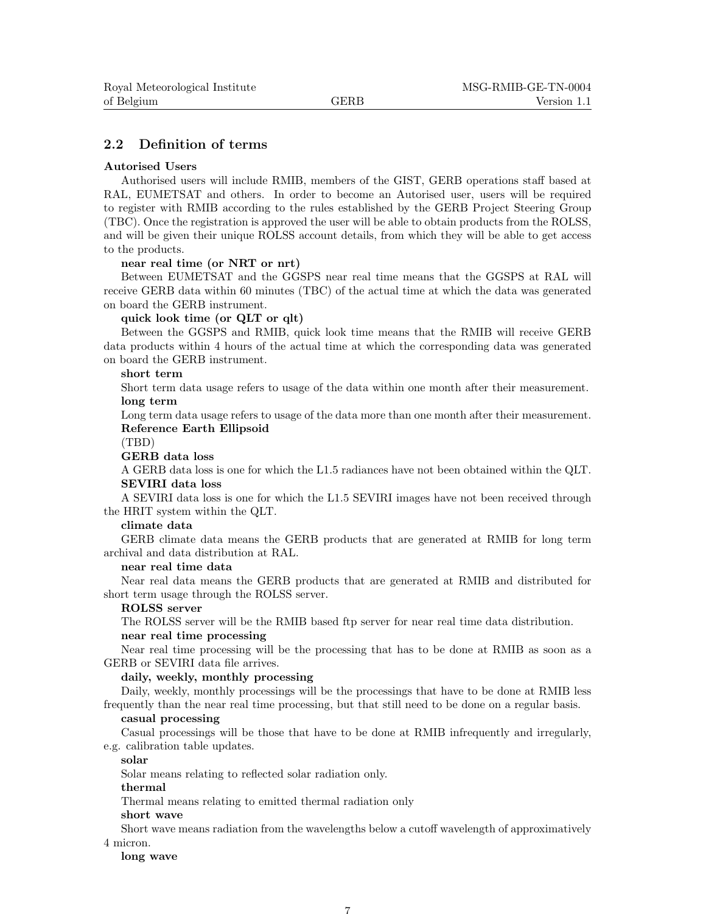## 2.2 Definition of terms

**Autorised Users**

Authorised users will include RMIB, members of the GIST, GERB operations staff based at RAL, EUMETSAT and others. In order to become an Autorised user, users will be required to register with RMIB according to the rules established by the GERB Project Steering Group (TBC). Once the registration is approved the user will be able to obtain products from the ROLSS, and will be given their unique ROLSS account details, from which they will be able to get access to the products.

**near real time (or NRT or nrt)**

Between EUMETSAT and the GGSPS near real time means that the GGSPS at RAL will receive GERB data within 60 minutes (TBC) of the actual time at which the data was generated on board the GERB instrument.

**quick look time (or QLT or qlt)**

Between the GGSPS and RMIB, quick look time means that the RMIB will receive GERB data products within 4 hours of the actual time at which the corresponding data was generated on board the GERB instrument.

**short term**

Short term data usage refers to usage of the data within one month after their measurement.

**long term**

Long term data usage refers to usage of the data more than one month after their measurement.

**Reference Earth Ellipsoid**

(TBD)

**GERB data loss**

A GERB data loss is one for which the L1.5 radiances have not been obtained within the QLT.

**SEVIRI data loss**

A SEVIRI data loss is one for which the L1.5 SEVIRI images have not been received through the HRIT system within the QLT.

**climate data**

GERB climate data means the GERB products that are generated at RMIB for long term archival and data distribution at RAL.

**near real time data**

Near real data means the GERB products that are generated at RMIB and distributed for short term usage through the ROLSS server.

**ROLSS server**

The ROLSS server will be the RMIB based ftp server for near real time data distribution.

**near real time processing**

Near real time processing will be the processing that has to be done at RMIB as soon as a GERB or SEVIRI data file arrives.

**daily, weekly, monthly processing**

Daily, weekly, monthly processings will be the processings that have to be done at RMIB less frequently than the near real time processing, but that still need to be done on a regular basis.

**casual processing**

Casual processings will be those that have to be done at RMIB infrequently and irregularly, e.g. calibration table updates.

**solar**

Solar means relating to reflected solar radiation only.

**thermal**

Thermal means relating to emitted thermal radiation only

**short wave**

Short wave means radiation from the wavelengths below a cutoff wavelength of approximatively 4 micron.

**long wave**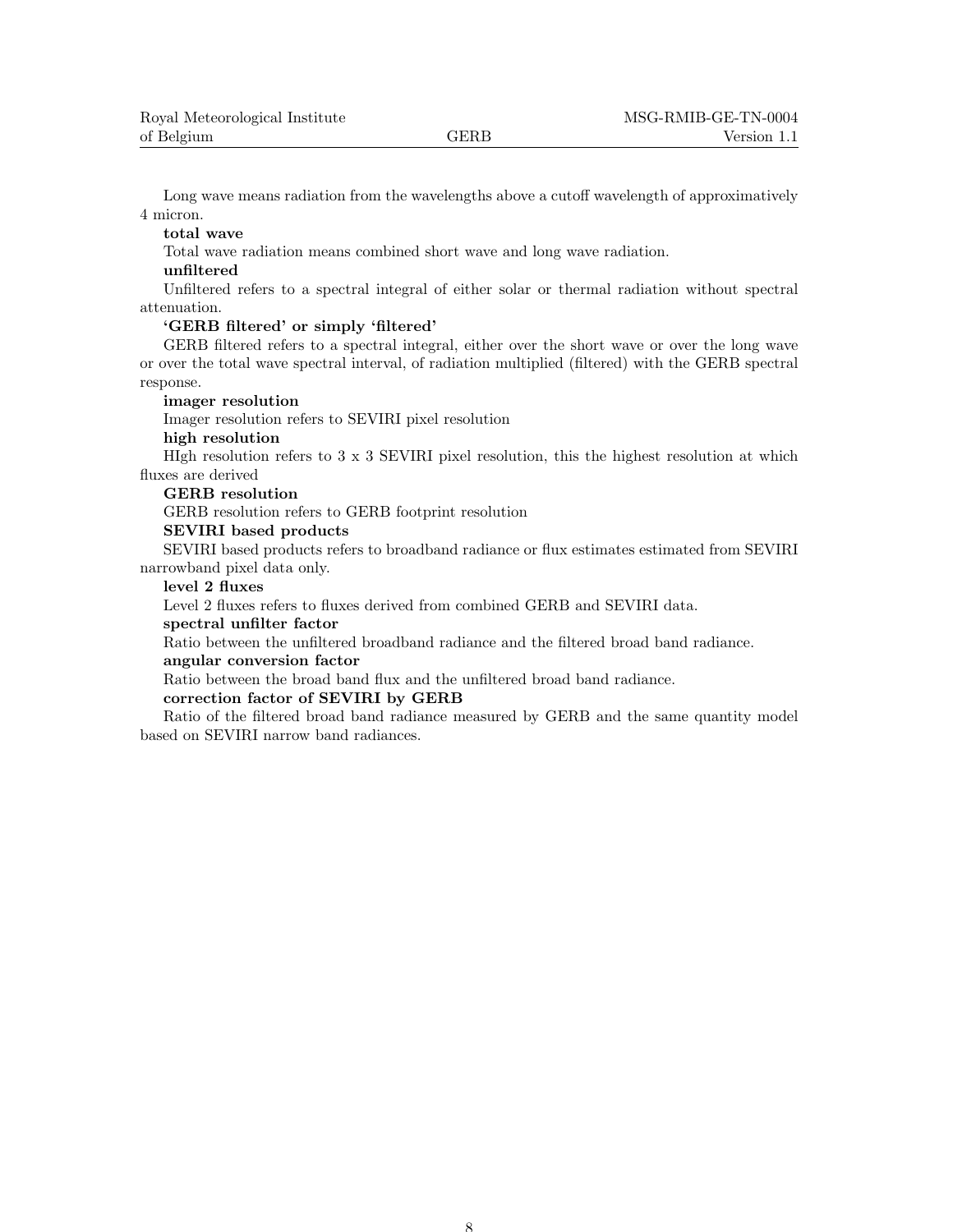Long wave means radiation from the wavelengths above a cutoff wavelength of approximatively 4 micron.

**total wave**

Total wave radiation means combined short wave and long wave radiation.

**unfiltered**

Unfiltered refers to a spectral integral of either solar or thermal radiation without spectral attenuation.

**'GERB filtered' or simply 'filtered'**

GERB filtered refers to a spectral integral, either over the short wave or over the long wave or over the total wave spectral interval, of radiation multiplied (filtered) with the GERB spectral response.

**imager resolution**

Imager resolution refers to SEVIRI pixel resolution

**high resolution**

HIgh resolution refers to 3 x 3 SEVIRI pixel resolution, this the highest resolution at which fluxes are derived

**GERB resolution**

GERB resolution refers to GERB footprint resolution

**SEVIRI based products**

SEVIRI based products refers to broadband radiance or flux estimates estimated from SEVIRI narrowband pixel data only.

**level 2 fluxes**

Level 2 fluxes refers to fluxes derived from combined GERB and SEVIRI data.

**spectral unfilter factor**

Ratio between the unfiltered broadband radiance and the filtered broad band radiance.

**angular conversion factor**

Ratio between the broad band flux and the unfiltered broad band radiance.

**correction factor of SEVIRI by GERB**

Ratio of the filtered broad band radiance measured by GERB and the same quantity model based on SEVIRI narrow band radiances.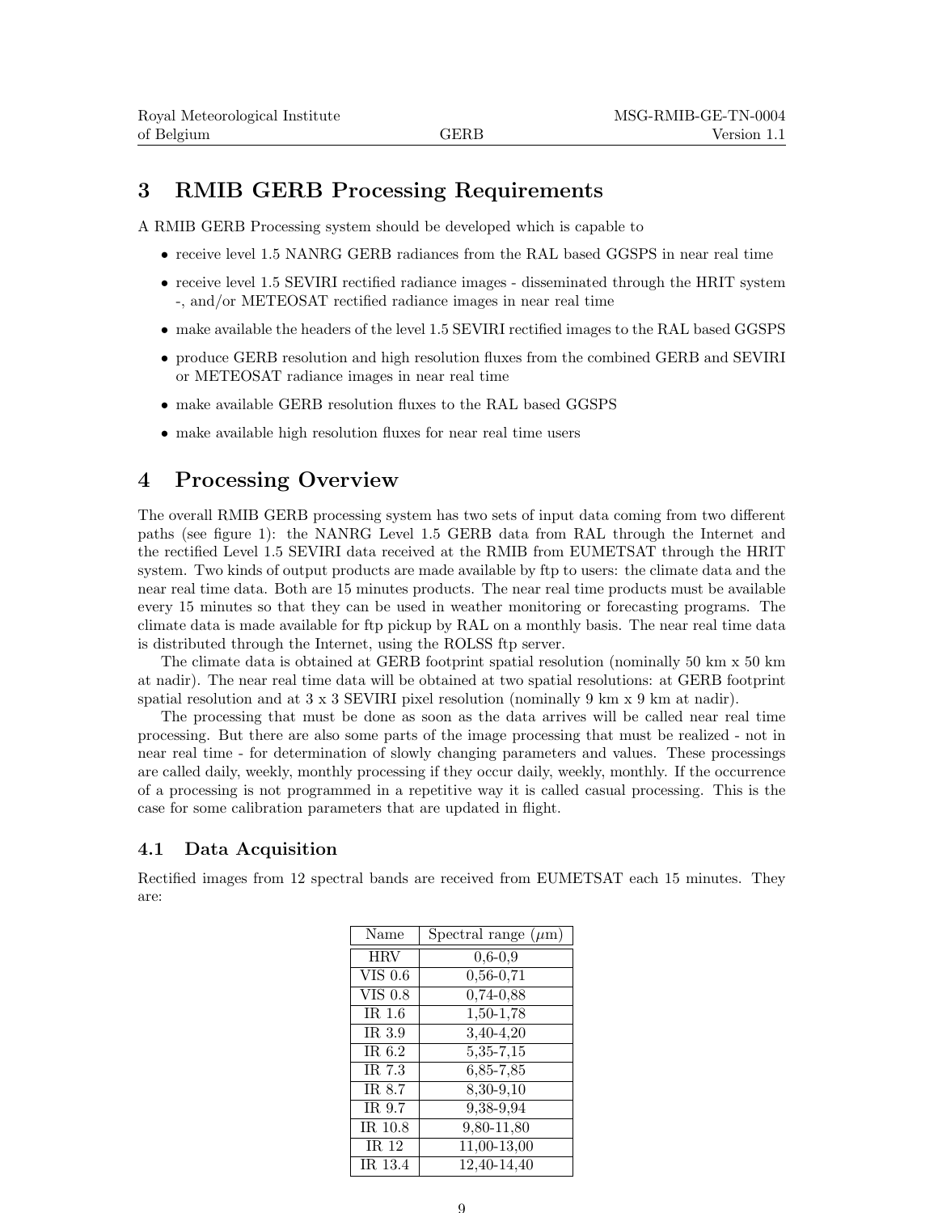# 3 RMIB GERB Processing Requirements

A RMIB GERB Processing system should be developed which is capable to

- receive level 1.5 NANRG GERB radiances from the RAL based GGSPS in near real time
- receive level 1.5 SEVIRI rectified radiance images - disseminated through the HRIT system -, and/or METEOSAT rectified radiance images in near real time
- make available the headers of the level 1.5 SEVIRI rectified images to the RAL based GGSPS
- produce GERB resolution and high resolution fluxes from the combined GERB and SEVIRI or METEOSAT radiance images in near real time
- make available GERB resolution fluxes to the RAL based GGSPS
- make available high resolution fluxes for near real time users

# 4 Processing Overview

The overall RMIB GERB processing system has two sets of input data coming from two different paths (see figure 1): the NANRG Level 1.5 GERB data from RAL through the Internet and the rectified Level 1.5 SEVIRI data received at the RMIB from EUMETSAT through the HRIT system. Two kinds of output products are made available by ftp to users: the climate data and the near real time data. Both are 15 minutes products. The near real time products must be available every 15 minutes so that they can be used in weather monitoring or forecasting programs. The climate data is made available for ftp pickup by RAL on a monthly basis. The near real time data is distributed through the Internet, using the ROLSS ftp server.

The climate data is obtained at GERB footprint spatial resolution (nominally 50 km x 50 km at nadir). The near real time data will be obtained at two spatial resolutions: at GERB footprint spatial resolution and at 3 x 3 SEVIRI pixel resolution (nominally 9 km x 9 km at nadir).

The processing that must be done as soon as the data arrives will be called near real time processing. But there are also some parts of the image processing that must be realized - not in near real time - for determination of slowly changing parameters and values. These processings are called daily, weekly, monthly processing if they occur daily, weekly, monthly. If the occurrence of a processing is not programmed in a repetitive way it is called casual processing. This is the case for some calibration parameters that are updated in flight.

## 4.1 Data Acquisition

Rectified images from 12 spectral bands are received from EUMETSAT each 15 minutes. They are:

| Name | Spectral range ($\mu$m) |
|---|---|
| HRV | 0,6-0,9 |
| VIS 0.6 | 0,56-0,71 |
| VIS 0.8 | 0,74-0,88 |
| IR 1.6 | 1,50-1,78 |
| IR 3.9 | 3,40-4,20 |
| IR 6.2 | 5,35-7,15 |
| IR 7.3 | 6,85-7,85 |
| IR 8.7 | 8,30-9,10 |
| IR 9.7 | 9,38-9,94 |
| IR 10.8 | 9,80-11,80 |
| IR 12 | 11,00-13,00 |
| IR 13.4 | 12,40-14,40 |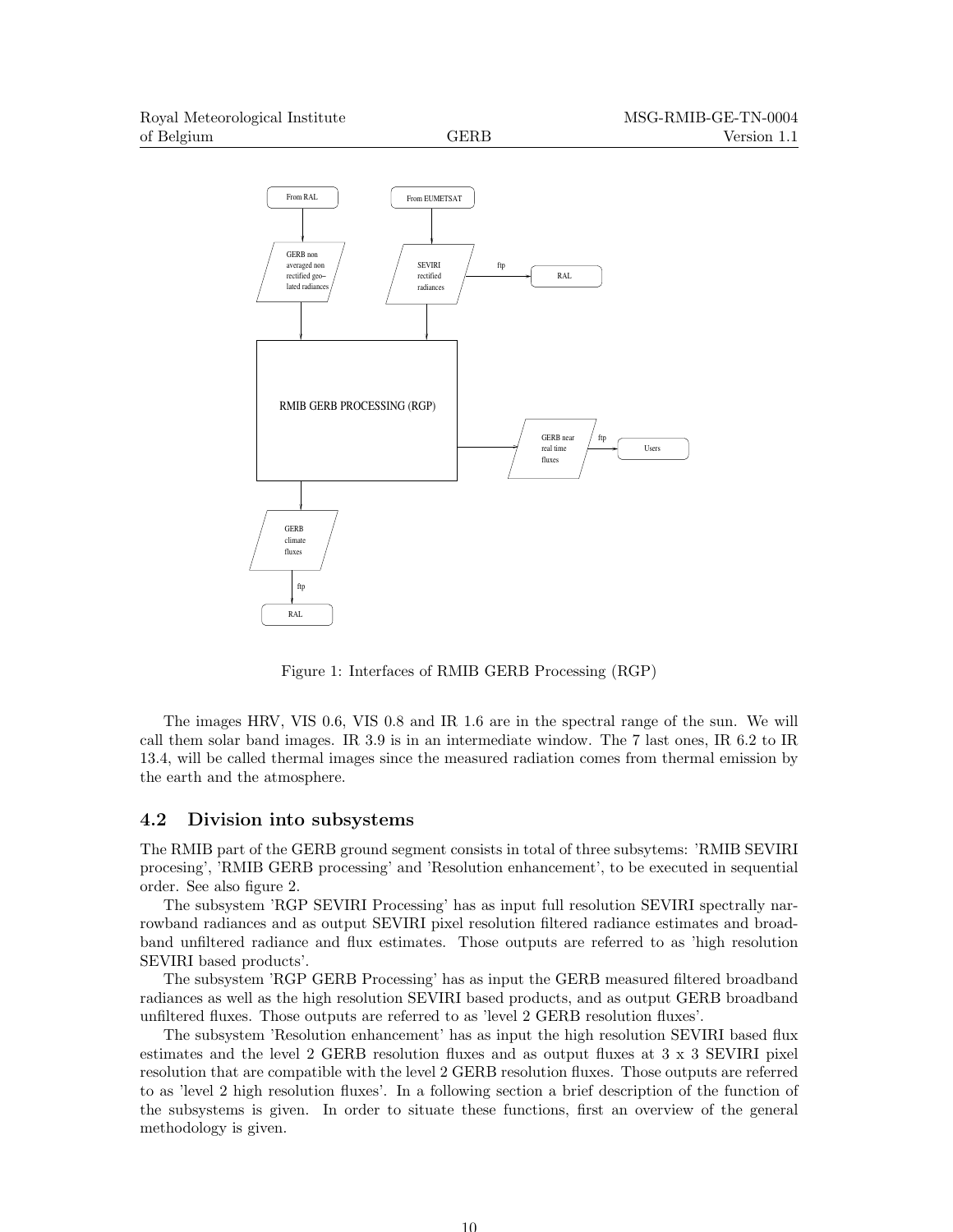Figure 1: Interfaces of RMIB GERB Processing (RGP)

The images HRV, VIS 0.6, VIS 0.8 and IR 1.6 are in the spectral range of the sun. We will call them solar band images. IR 3.9 is in an intermediate window. The 7 last ones, IR 6.2 to IR 13.4, will be called thermal images since the measured radiation comes from thermal emission by the earth and the atmosphere.

## 4.2 Division into subsystems

The RMIB part of the GERB ground segment consists in total of three subsytems: 'RMIB SEVIRI procesing', 'RMIB GERB processing' and 'Resolution enhancement', to be executed in sequential order. See also figure 2.

The subsystem 'RGP SEVIRI Processing' has as input full resolution SEVIRI spectrally narrowband radiances and as output SEVIRI pixel resolution filtered radiance estimates and broadband unfiltered radiance and flux estimates. Those outputs are referred to as 'high resolution SEVIRI based products'.

The subsystem 'RGP GERB Processing' has as input the GERB measured filtered broadband radiances as well as the high resolution SEVIRI based products, and as output GERB broadband unfiltered fluxes. Those outputs are referred to as 'level 2 GERB resolution fluxes'.

The subsystem 'Resolution enhancement' has as input the high resolution SEVIRI based flux estimates and the level 2 GERB resolution fluxes and as output fluxes at 3 x 3 SEVIRI pixel resolution that are compatible with the level 2 GERB resolution fluxes. Those outputs are referred to as 'level 2 high resolution fluxes'. In a following section a brief description of the function of the subsystems is given. In order to situate these functions, first an overview of the general methodology is given.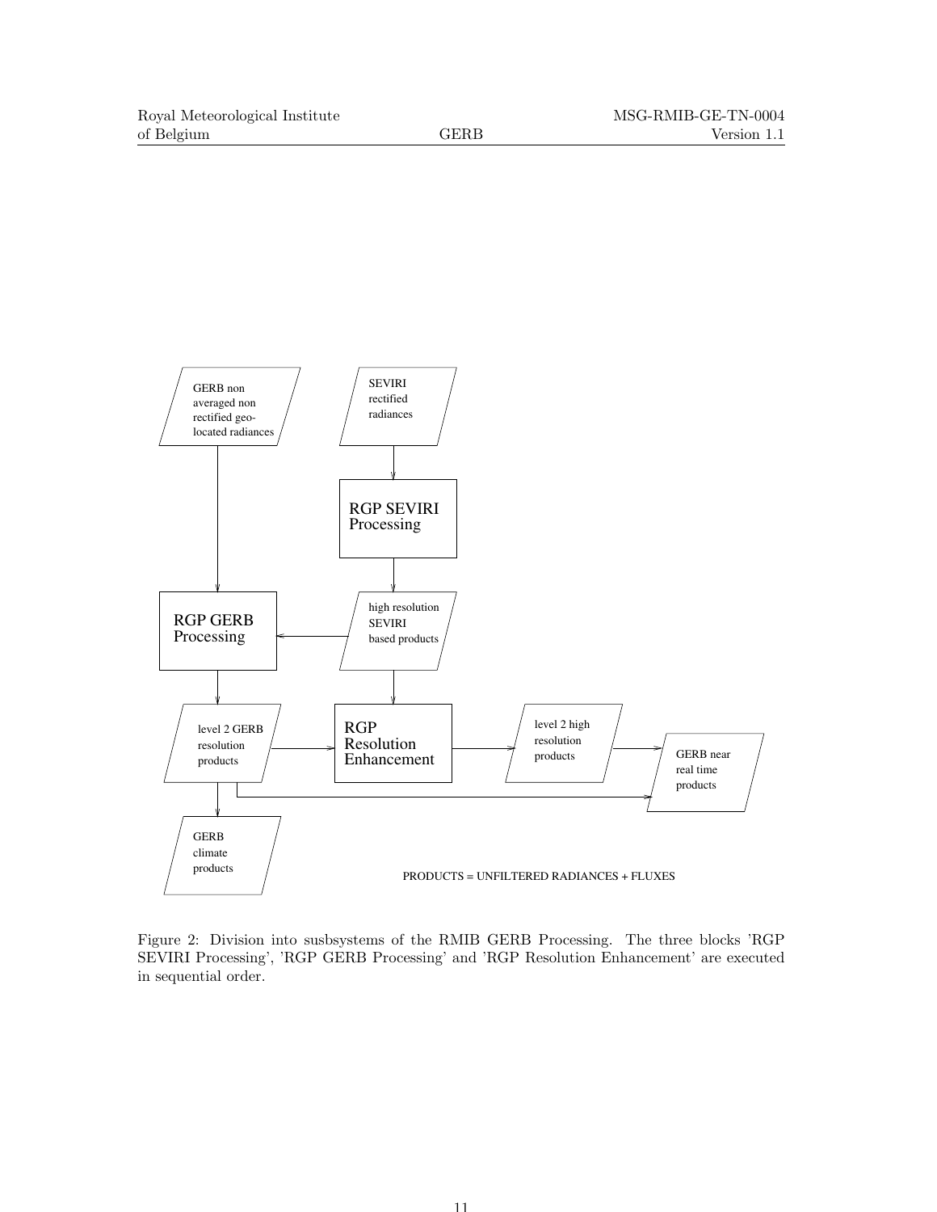GERB non averaged non rectified geo-located radiances

SEVIRI rectified radiances

RGP SEVIRI Processing

RGP GERB Processing

high resolution SEVIRI based products

level 2 GERB resolution products

RGP Resolution Enhancement

level 2 high resolution products

GERB near real time products

GERB climate products

PRODUCTS = UNFILTERED RADIANCES + FLUXES

Figure 2: Division into susbsystems of the RMIB GERB Processing. The three blocks 'RGP SEVIRI Processing', 'RGP GERB Processing' and 'RGP Resolution Enhancement' are executed in sequential order.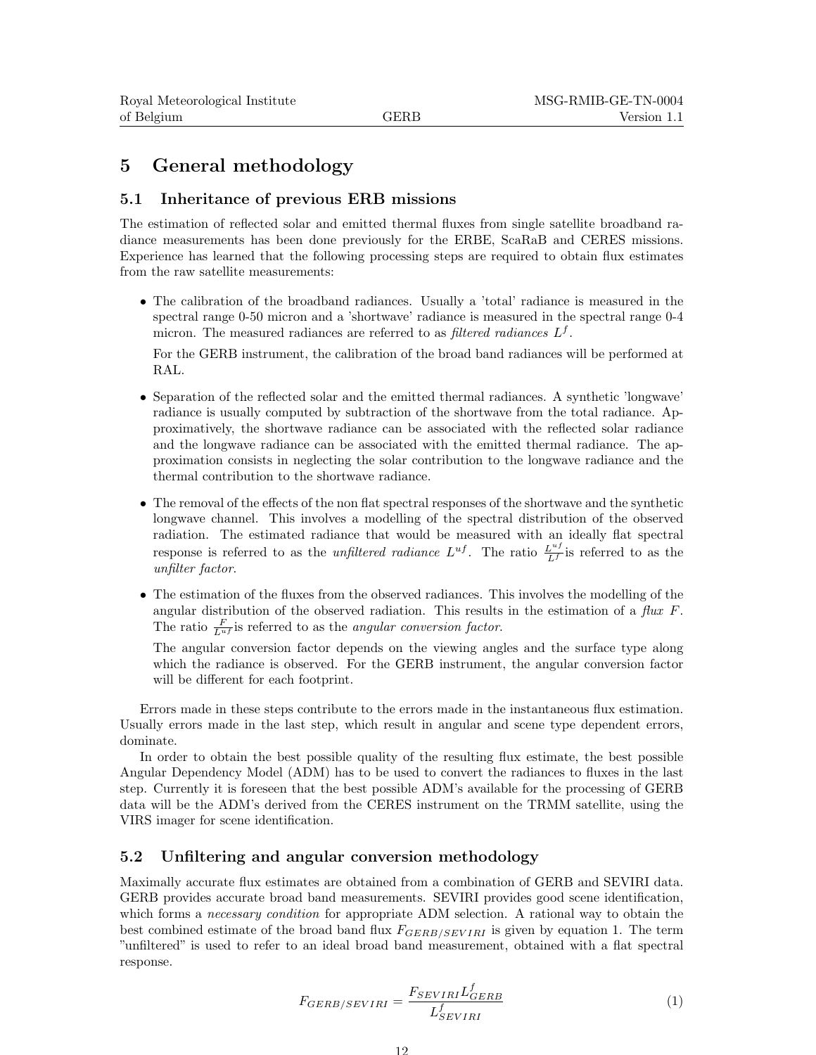# 5 General methodology

## 5.1 Inheritance of previous ERB missions

The estimation of reflected solar and emitted thermal fluxes from single satellite broadband radiance measurements has been done previously for the ERBE, ScaRaB and CERES missions. Experience has learned that the following processing steps are required to obtain flux estimates from the raw satellite measurements:

- The calibration of the broadband radiances. Usually a 'total' radiance is measured in the spectral range 0-50 micron and a 'shortwave' radiance is measured in the spectral range 0-4 micron. The measured radiances are referred to as *filtered radiances* $L^f$.

  For the GERB instrument, the calibration of the broad band radiances will be performed at RAL.

- Separation of the reflected solar and the emitted thermal radiances. A synthetic 'longwave' radiance is usually computed by subtraction of the shortwave from the total radiance. Approximatively, the shortwave radiance can be associated with the reflected solar radiance and the longwave radiance can be associated with the emitted thermal radiance. The approximation consists in neglecting the solar contribution to the longwave radiance and the thermal contribution to the shortwave radiance.

- The removal of the effects of the non flat spectral responses of the shortwave and the synthetic longwave channel. This involves a modelling of the spectral distribution of the observed radiation. The estimated radiance that would be measured with an ideally flat spectral response is referred to as the *unfiltered radiance* $L^{uf}$. The ratio $\frac{L^{uf}}{L^f}$ is referred to as the *unfilter factor*.

- The estimation of the fluxes from the observed radiances. This involves the modelling of the angular distribution of the observed radiation. This results in the estimation of a *flux F*. The ratio $\frac{F}{L^{uf}}$ is referred to as the *angular conversion factor*.

  The angular conversion factor depends on the viewing angles and the surface type along which the radiance is observed. For the GERB instrument, the angular conversion factor will be different for each footprint.

Errors made in these steps contribute to the errors made in the instantaneous flux estimation. Usually errors made in the last step, which result in angular and scene type dependent errors, dominate.

In order to obtain the best possible quality of the resulting flux estimate, the best possible Angular Dependency Model (ADM) has to be used to convert the radiances to fluxes in the last step. Currently it is foreseen that the best possible ADM's available for the processing of GERB data will be the ADM's derived from the CERES instrument on the TRMM satellite, using the VIRS imager for scene identification.

## 5.2 Unfiltering and angular conversion methodology

Maximally accurate flux estimates are obtained from a combination of GERB and SEVIRI data. GERB provides accurate broad band measurements. SEVIRI provides good scene identification, which forms a *necessary condition* for appropriate ADM selection. A rational way to obtain the best combined estimate of the broad band flux $F_{GERB/SEVIRI}$ is given by equation 1. The term "unfiltered" is used to refer to an ideal broad band measurement, obtained with a flat spectral response.

$$F_{GERB/SEVIRI} = \frac{F_{SEVIRI} L^f_{GERB}}{L^f_{SEVIRI}} \tag{1}$$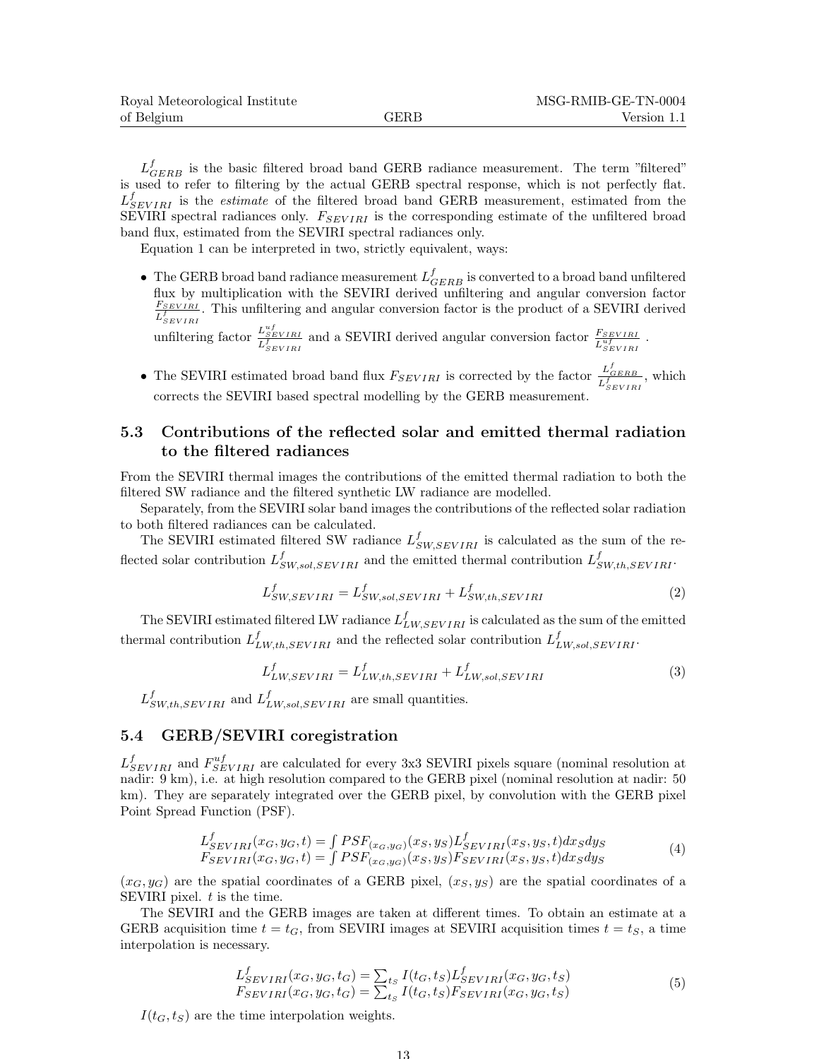$L^f_{GERB}$ is the basic filtered broad band GERB radiance measurement. The term "filtered" is used to refer to filtering by the actual GERB spectral response, which is not perfectly flat. $L^f_{SEVIRI}$ is the *estimate* of the filtered broad band GERB measurement, estimated from the SEVIRI spectral radiances only. $F_{SEVIRI}$ is the corresponding estimate of the unfiltered broad band flux, estimated from the SEVIRI spectral radiances only.

Equation 1 can be interpreted in two, strictly equivalent, ways:

- The GERB broad band radiance measurement $L^f_{GERB}$ is converted to a broad band unfiltered flux by multiplication with the SEVIRI derived unfiltering and angular conversion factor $\frac{F_{SEVIRI}}{L^f_{SEVIRI}}$. This unfiltering and angular conversion factor is the product of a SEVIRI derived unfiltering factor $\frac{L^{uf}_{SEVIRI}}{L^f_{SEVIRI}}$ and a SEVIRI derived angular conversion factor $\frac{F_{SEVIRI}}{L^{uf}_{SEVIRI}}$.
- The SEVIRI estimated broad band flux $F_{SEVIRI}$ is corrected by the factor $\frac{L^f_{GERB}}{L^f_{SEVIRI}}$, which corrects the SEVIRI based spectral modelling by the GERB measurement.

## 5.3 Contributions of the reflected solar and emitted thermal radiation to the filtered radiances

From the SEVIRI thermal images the contributions of the emitted thermal radiation to both the filtered SW radiance and the filtered synthetic LW radiance are modelled.

Separately, from the SEVIRI solar band images the contributions of the reflected solar radiation to both filtered radiances can be calculated.

The SEVIRI estimated filtered SW radiance $L^f_{SW,SEVIRI}$ is calculated as the sum of the reflected solar contribution $L^f_{SW,sol,SEVIRI}$ and the emitted thermal contribution $L^f_{SW,th,SEVIRI}$.

$$L^f_{SW,SEVIRI} = L^f_{SW,sol,SEVIRI} + L^f_{SW,th,SEVIRI} \tag{2}$$

The SEVIRI estimated filtered LW radiance $L^f_{LW,SEVIRI}$ is calculated as the sum of the emitted thermal contribution $L^f_{LW,th,SEVIRI}$ and the reflected solar contribution $L^f_{LW,sol,SEVIRI}$.

$$L^f_{LW,SEVIRI} = L^f_{LW,th,SEVIRI} + L^f_{LW,sol,SEVIRI} \tag{3}$$

$L^f_{SW,th,SEVIRI}$ and $L^f_{LW,sol,SEVIRI}$ are small quantities.

## 5.4 GERB/SEVIRI coregistration

$L^f_{SEVIRI}$ and $F^{uf}_{SEVIRI}$ are calculated for every 3x3 SEVIRI pixels square (nominal resolution at nadir: 9 km), i.e. at high resolution compared to the GERB pixel (nominal resolution at nadir: 50 km). They are separately integrated over the GERB pixel, by convolution with the GERB pixel Point Spread Function (PSF).

$$\begin{aligned} L^f_{SEVIRI}(x_G, y_G, t) &= \int PSF_{(x_G,y_G)}(x_S, y_S) L^f_{SEVIRI}(x_S, y_S, t) dx_S dy_S \\ F_{SEVIRI}(x_G, y_G, t) &= \int PSF_{(x_G,y_G)}(x_S, y_S) F_{SEVIRI}(x_S, y_S, t) dx_S dy_S \end{aligned} \tag{4}$$

$(x_G, y_G)$ are the spatial coordinates of a GERB pixel, $(x_S, y_S)$ are the spatial coordinates of a SEVIRI pixel. $t$ is the time.

The SEVIRI and the GERB images are taken at different times. To obtain an estimate at a GERB acquisition time $t = t_G$, from SEVIRI images at SEVIRI acquisition times $t = t_S$, a time interpolation is necessary.

$$\begin{aligned} L^f_{SEVIRI}(x_G, y_G, t_G) &= \sum_{t_S} I(t_G, t_S) L^f_{SEVIRI}(x_G, y_G, t_S) \\ F_{SEVIRI}(x_G, y_G, t_G) &= \sum_{t_S} I(t_G, t_S) F_{SEVIRI}(x_G, y_G, t_S) \end{aligned} \tag{5}$$

$I(t_G, t_S)$ are the time interpolation weights.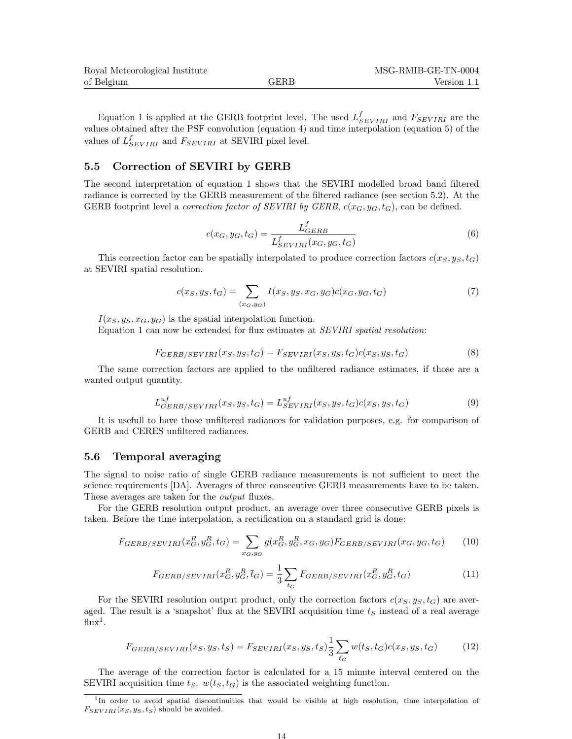Equation 1 is applied at the GERB footprint level. The used $L^f_{SEVIRI}$ and $F_{SEVIRI}$ are the values obtained after the PSF convolution (equation 4) and time interpolation (equation 5) of the values of $L^f_{SEVIRI}$ and $F_{SEVIRI}$ at SEVIRI pixel level.

### 5.5 Correction of SEVIRI by GERB

The second interpretation of equation 1 shows that the SEVIRI modelled broad band filtered radiance is corrected by the GERB measurement of the filtered radiance (see section 5.2). At the GERB footprint level a *correction factor of SEVIRI by GERB*, $c(x_G, y_G, t_G)$, can be defined.

$$c(x_G, y_G, t_G) = \frac{L^f_{GERB}}{L^f_{SEVIRI}(x_G, y_G, t_G)} \tag{6}$$

This correction factor can be spatially interpolated to produce correction factors $c(x_S, y_S, t_G)$ at SEVIRI spatial resolution.

$$c(x_S, y_S, t_G) = \sum_{(x_G, y_G)} I(x_S, y_S, x_G, y_G) c(x_G, y_G, t_G) \tag{7}$$

$I(x_S, y_S, x_G, y_G)$ is the spatial interpolation function.

Equation 1 can now be extended for flux estimates at *SEVIRI spatial resolution*:

$$F_{GERB/SEVIRI}(x_S, y_S, t_G) = F_{SEVIRI}(x_S, y_S, t_G) c(x_S, y_S, t_G) \tag{8}$$

The same correction factors are applied to the unfiltered radiance estimates, if those are a wanted output quantity.

$$L^{uf}_{GERB/SEVIRI}(x_S, y_S, t_G) = L^{uf}_{SEVIRI}(x_S, y_S, t_G) c(x_S, y_S, t_G) \tag{9}$$

It is usefull to have those unfiltered radiances for validation purposes, e.g. for comparison of GERB and CERES unfiltered radiances.

### 5.6 Temporal averaging

The signal to noise ratio of single GERB radiance measurements is not sufficient to meet the science requirements [DA]. Averages of three consecutive GERB measurements have to be taken. These averages are taken for the *output* fluxes.

For the GERB resolution output product, an average over three consecutive GERB pixels is taken. Before the time interpolation, a rectification on a standard grid is done:

$$F_{GERB/SEVIRI}(x^R_G, y^R_G, t_G) = \sum_{x_G, y_G} g(x^R_G, y^R_G, x_G, y_G) F_{GERB/SEVIRI}(x_G, y_G, t_G) \tag{10}$$

$$F_{GERB/SEVIRI}(x^R_G, y^R_G, \bar{t}_G) = \frac{1}{3} \sum_{t_G} F_{GERB/SEVIRI}(x^R_G, y^R_G, t_G) \tag{11}$$

For the SEVIRI resolution output product, only the correction factors $c(x_S, y_S, t_G)$ are averaged. The result is a 'snapshot' flux at the SEVIRI acquisition time $t_S$ instead of a real average flux[1].

$$F_{GERB/SEVIRI}(x_S, y_S, t_S) = F_{SEVIRI}(x_S, y_S, t_S) \frac{1}{3} \sum_{t_G} w(t_S, t_G) c(x_S, y_S, t_G) \tag{12}$$

The average of the correction factor is calculated for a 15 minute interval centered on the SEVIRI acquisition time $t_S$. $w(t_S, t_G)$ is the associated weighting function.

[1] In order to avoid spatial discontinuities that would be visible at high resolution, time interpolation of $F_{SEVIRI}(x_S, y_S, t_S)$ should be avoided.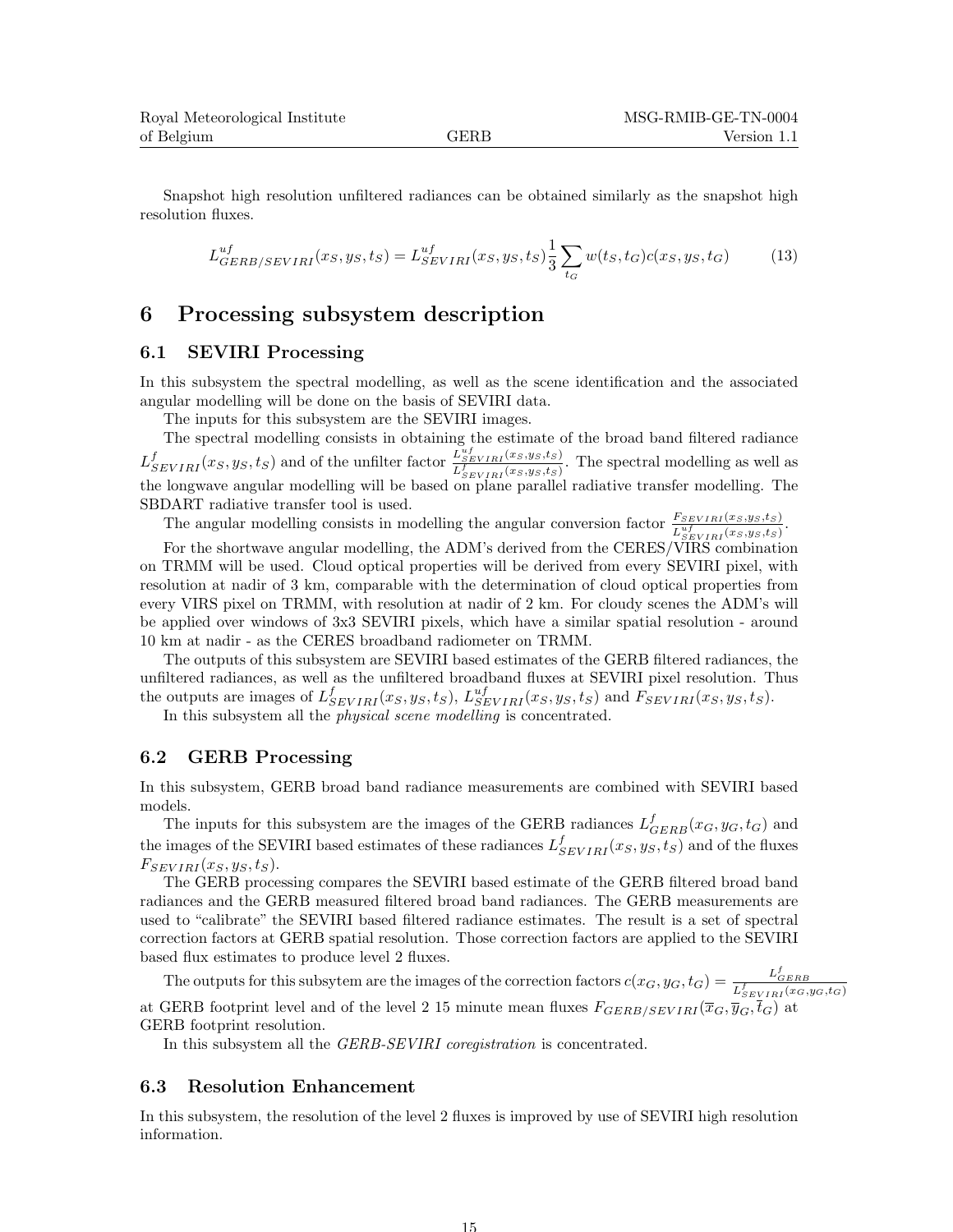Snapshot high resolution unfiltered radiances can be obtained similarly as the snapshot high resolution fluxes.

$$L^{uf}_{GERB/SEVIRI}(x_S, y_S, t_S) = L^{uf}_{SEVIRI}(x_S, y_S, t_S)\frac{1}{3}\sum_{t_G} w(t_S, t_G)c(x_S, y_S, t_G) \tag{13}$$

# 6 Processing subsystem description

## 6.1 SEVIRI Processing

In this subsystem the spectral modelling, as well as the scene identification and the associated angular modelling will be done on the basis of SEVIRI data.

The inputs for this subsystem are the SEVIRI images.

The spectral modelling consists in obtaining the estimate of the broad band filtered radiance $L^f_{SEVIRI}(x_S, y_S, t_S)$ and of the unfilter factor $\frac{L^{uf}_{SEVIRI}(x_S,y_S,t_S)}{L^f_{SEVIRI}(x_S,y_S,t_S)}$. The spectral modelling as well as the longwave angular modelling will be based on plane parallel radiative transfer modelling. The SBDART radiative transfer tool is used.

The angular modelling consists in modelling the angular conversion factor $\frac{F_{SEVIRI}(x_S,y_S,t_S)}{L^{uf}_{SEVIRI}(x_S,y_S,t_S)}$.

For the shortwave angular modelling, the ADM's derived from the CERES/VIRS combination on TRMM will be used. Cloud optical properties will be derived from every SEVIRI pixel, with resolution at nadir of 3 km, comparable with the determination of cloud optical properties from every VIRS pixel on TRMM, with resolution at nadir of 2 km. For cloudy scenes the ADM's will be applied over windows of 3x3 SEVIRI pixels, which have a similar spatial resolution - around 10 km at nadir - as the CERES broadband radiometer on TRMM.

The outputs of this subsystem are SEVIRI based estimates of the GERB filtered radiances, the unfiltered radiances, as well as the unfiltered broadband fluxes at SEVIRI pixel resolution. Thus the outputs are images of $L^f_{SEVIRI}(x_S, y_S, t_S)$, $L^{uf}_{SEVIRI}(x_S, y_S, t_S)$ and $F_{SEVIRI}(x_S, y_S, t_S)$.

In this subsystem all the *physical scene modelling* is concentrated.

## 6.2 GERB Processing

In this subsystem, GERB broad band radiance measurements are combined with SEVIRI based models.

The inputs for this subsystem are the images of the GERB radiances $L^f_{GERB}(x_G, y_G, t_G)$ and the images of the SEVIRI based estimates of these radiances $L^f_{SEVIRI}(x_S, y_S, t_S)$ and of the fluxes $F_{SEVIRI}(x_S, y_S, t_S)$.

The GERB processing compares the SEVIRI based estimate of the GERB filtered broad band radiances and the GERB measured filtered broad band radiances. The GERB measurements are used to "calibrate" the SEVIRI based filtered radiance estimates. The result is a set of spectral correction factors at GERB spatial resolution. Those correction factors are applied to the SEVIRI based flux estimates to produce level 2 fluxes.

The outputs for this subsytem are the images of the correction factors $c(x_G, y_G, t_G) = \frac{L^f_{GERB}}{L^f_{SEVIRI}(x_G,y_G,t_G)}$ at GERB footprint level and of the level 2 15 minute mean fluxes $F_{GERB/SEVIRI}(\overline{x}_G, \overline{y}_G, \overline{t}_G)$ at GERB footprint resolution.

In this subsystem all the *GERB-SEVIRI coregistration* is concentrated.

## 6.3 Resolution Enhancement

In this subsystem, the resolution of the level 2 fluxes is improved by use of SEVIRI high resolution information.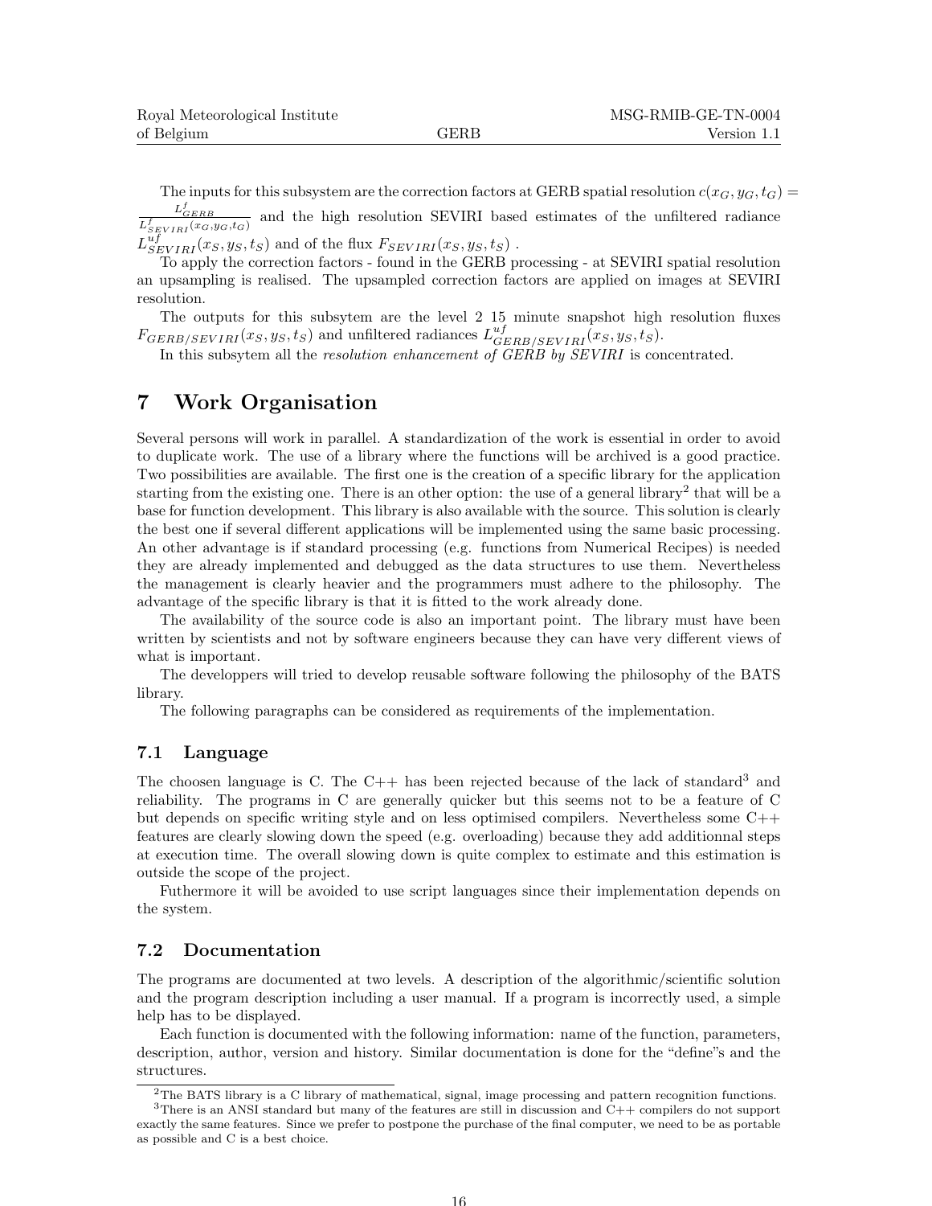The inputs for this subsystem are the correction factors at GERB spatial resolution $c(x_G, y_G, t_G) = \frac{L^f_{GERB}}{L^f_{SEVIRI}(x_G,y_G,t_G)}$ and the high resolution SEVIRI based estimates of the unfiltered radiance $L^{uf}_{SEVIRI}(x_S, y_S, t_S)$ and of the flux $F_{SEVIRI}(x_S, y_S, t_S)$ .

To apply the correction factors - found in the GERB processing - at SEVIRI spatial resolution an upsampling is realised. The upsampled correction factors are applied on images at SEVIRI resolution.

The outputs for this subsytem are the level 2 15 minute snapshot high resolution fluxes $F_{GERB/SEVIRI}(x_S, y_S, t_S)$ and unfiltered radiances $L^{uf}_{GERB/SEVIRI}(x_S, y_S, t_S)$.

In this subsytem all the *resolution enhancement of GERB by SEVIRI* is concentrated.

# 7 Work Organisation

Several persons will work in parallel. A standardization of the work is essential in order to avoid to duplicate work. The use of a library where the functions will be archived is a good practice. Two possibilities are available. The first one is the creation of a specific library for the application starting from the existing one. There is an other option: the use of a general library[2] that will be a base for function development. This library is also available with the source. This solution is clearly the best one if several different applications will be implemented using the same basic processing. An other advantage is if standard processing (e.g. functions from Numerical Recipes) is needed they are already implemented and debugged as the data structures to use them. Nevertheless the management is clearly heavier and the programmers must adhere to the philosophy. The advantage of the specific library is that it is fitted to the work already done.

The availability of the source code is also an important point. The library must have been written by scientists and not by software engineers because they can have very different views of what is important.

The developpers will tried to develop reusable software following the philosophy of the BATS library.

The following paragraphs can be considered as requirements of the implementation.

## 7.1 Language

The choosen language is C. The C++ has been rejected because of the lack of standard[3] and reliability. The programs in C are generally quicker but this seems not to be a feature of C but depends on specific writing style and on less optimised compilers. Nevertheless some C++ features are clearly slowing down the speed (e.g. overloading) because they add additionnal steps at execution time. The overall slowing down is quite complex to estimate and this estimation is outside the scope of the project.

Futhermore it will be avoided to use script languages since their implementation depends on the system.

## 7.2 Documentation

The programs are documented at two levels. A description of the algorithmic/scientific solution and the program description including a user manual. If a program is incorrectly used, a simple help has to be displayed.

Each function is documented with the following information: name of the function, parameters, description, author, version and history. Similar documentation is done for the "define"s and the structures.

---

[2] The BATS library is a C library of mathematical, signal, image processing and pattern recognition functions.

[3] There is an ANSI standard but many of the features are still in discussion and C++ compilers do not support exactly the same features. Since we prefer to postpone the purchase of the final computer, we need to be as portable as possible and C is a best choice.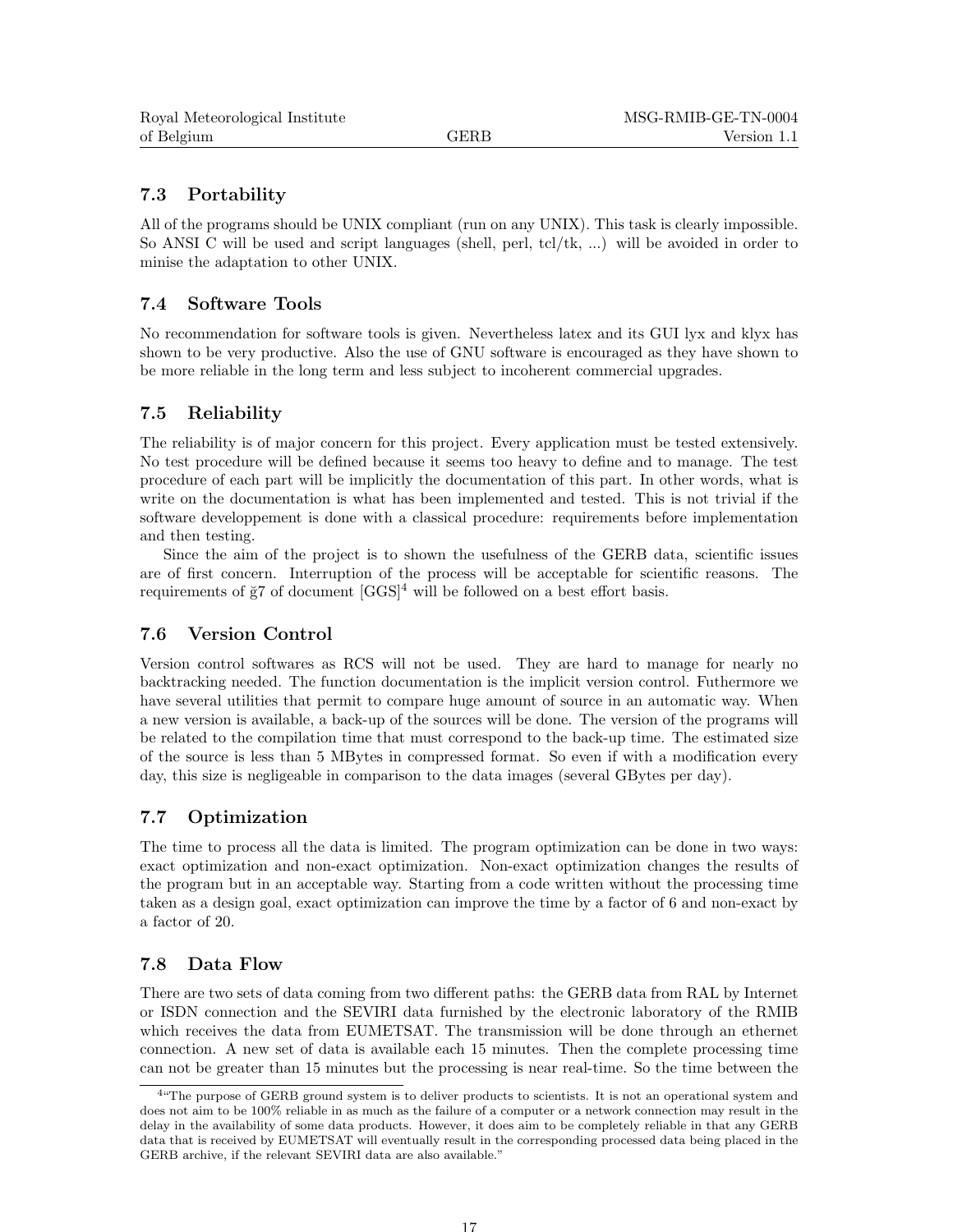## 7.3 Portability

All of the programs should be UNIX compliant (run on any UNIX). This task is clearly impossible. So ANSI C will be used and script languages (shell, perl, tcl/tk, ...) will be avoided in order to minise the adaptation to other UNIX.

## 7.4 Software Tools

No recommendation for software tools is given. Nevertheless latex and its GUI lyx and klyx has shown to be very productive. Also the use of GNU software is encouraged as they have shown to be more reliable in the long term and less subject to incoherent commercial upgrades.

## 7.5 Reliability

The reliability is of major concern for this project. Every application must be tested extensively. No test procedure will be defined because it seems too heavy to define and to manage. The test procedure of each part will be implicitly the documentation of this part. In other words, what is write on the documentation is what has been implemented and tested. This is not trivial if the software developpement is done with a classical procedure: requirements before implementation and then testing.

Since the aim of the project is to shown the usefulness of the GERB data, scientific issues are of first concern. Interruption of the process will be acceptable for scientific reasons. The requirements of ğ7 of document [GGS][4] will be followed on a best effort basis.

## 7.6 Version Control

Version control softwares as RCS will not be used. They are hard to manage for nearly no backtracking needed. The function documentation is the implicit version control. Futhermore we have several utilities that permit to compare huge amount of source in an automatic way. When a new version is available, a back-up of the sources will be done. The version of the programs will be related to the compilation time that must correspond to the back-up time. The estimated size of the source is less than 5 MBytes in compressed format. So even if with a modification every day, this size is negligeable in comparison to the data images (several GBytes per day).

## 7.7 Optimization

The time to process all the data is limited. The program optimization can be done in two ways: exact optimization and non-exact optimization. Non-exact optimization changes the results of the program but in an acceptable way. Starting from a code written without the processing time taken as a design goal, exact optimization can improve the time by a factor of 6 and non-exact by a factor of 20.

## 7.8 Data Flow

There are two sets of data coming from two different paths: the GERB data from RAL by Internet or ISDN connection and the SEVIRI data furnished by the electronic laboratory of the RMIB which receives the data from EUMETSAT. The transmission will be done through an ethernet connection. A new set of data is available each 15 minutes. Then the complete processing time can not be greater than 15 minutes but the processing is near real-time. So the time between the

[4] "The purpose of GERB ground system is to deliver products to scientists. It is not an operational system and does not aim to be 100% reliable in as much as the failure of a computer or a network connection may result in the delay in the availability of some data products. However, it does aim to be completely reliable in that any GERB data that is received by EUMETSAT will eventually result in the corresponding processed data being placed in the GERB archive, if the relevant SEVIRI data are also available."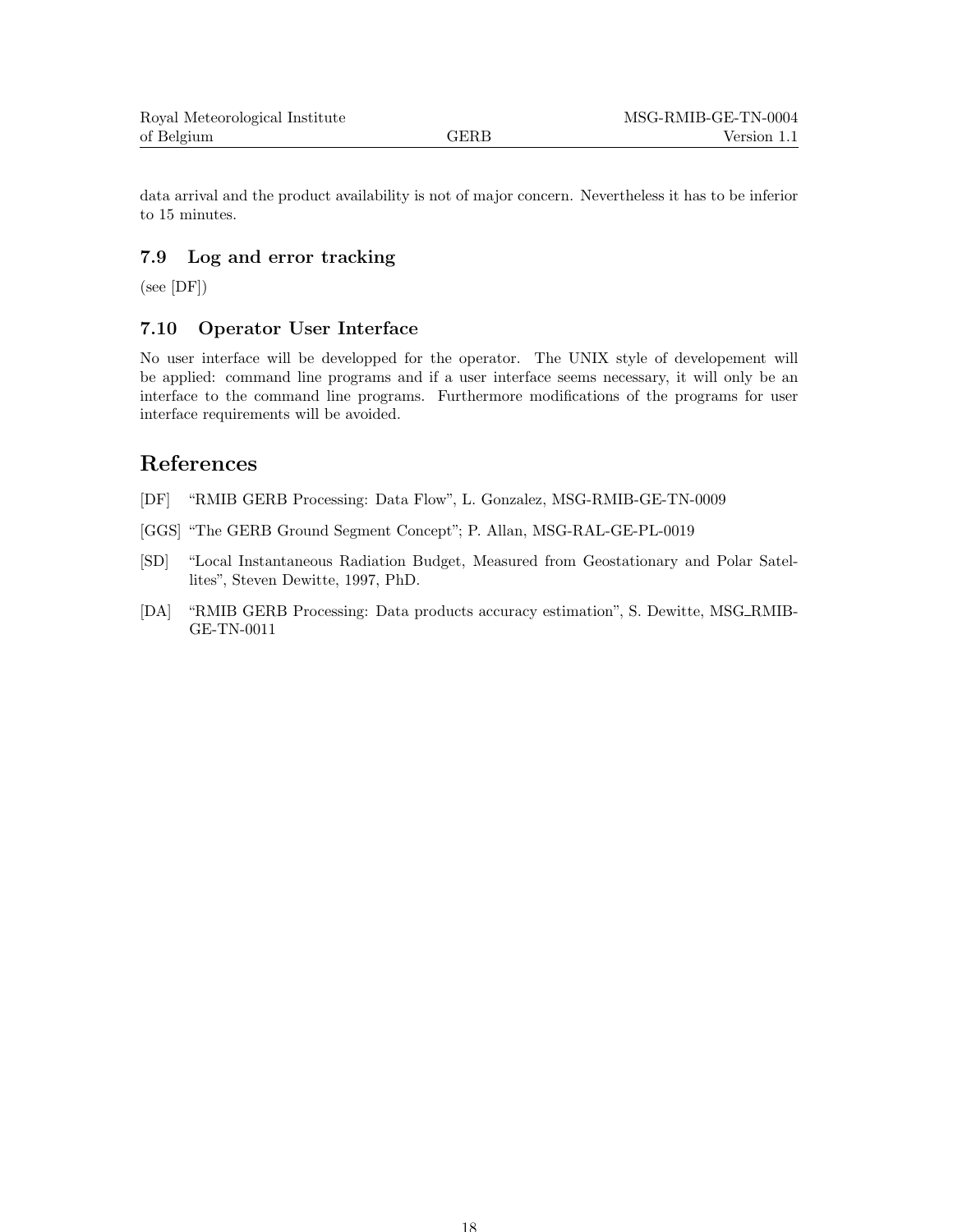data arrival and the product availability is not of major concern. Nevertheless it has to be inferior to 15 minutes.

### 7.9 Log and error tracking

(see [DF])

### 7.10 Operator User Interface

No user interface will be developped for the operator. The UNIX style of developement will be applied: command line programs and if a user interface seems necessary, it will only be an interface to the command line programs. Furthermore modifications of the programs for user interface requirements will be avoided.

## References

[DF] "RMIB GERB Processing: Data Flow", L. Gonzalez, MSG-RMIB-GE-TN-0009

[GGS] "The GERB Ground Segment Concept"; P. Allan, MSG-RAL-GE-PL-0019

[SD] "Local Instantaneous Radiation Budget, Measured from Geostationary and Polar Satellites", Steven Dewitte, 1997, PhD.

[DA] "RMIB GERB Processing: Data products accuracy estimation", S. Dewitte, MSG_RMIB-GE-TN-0011